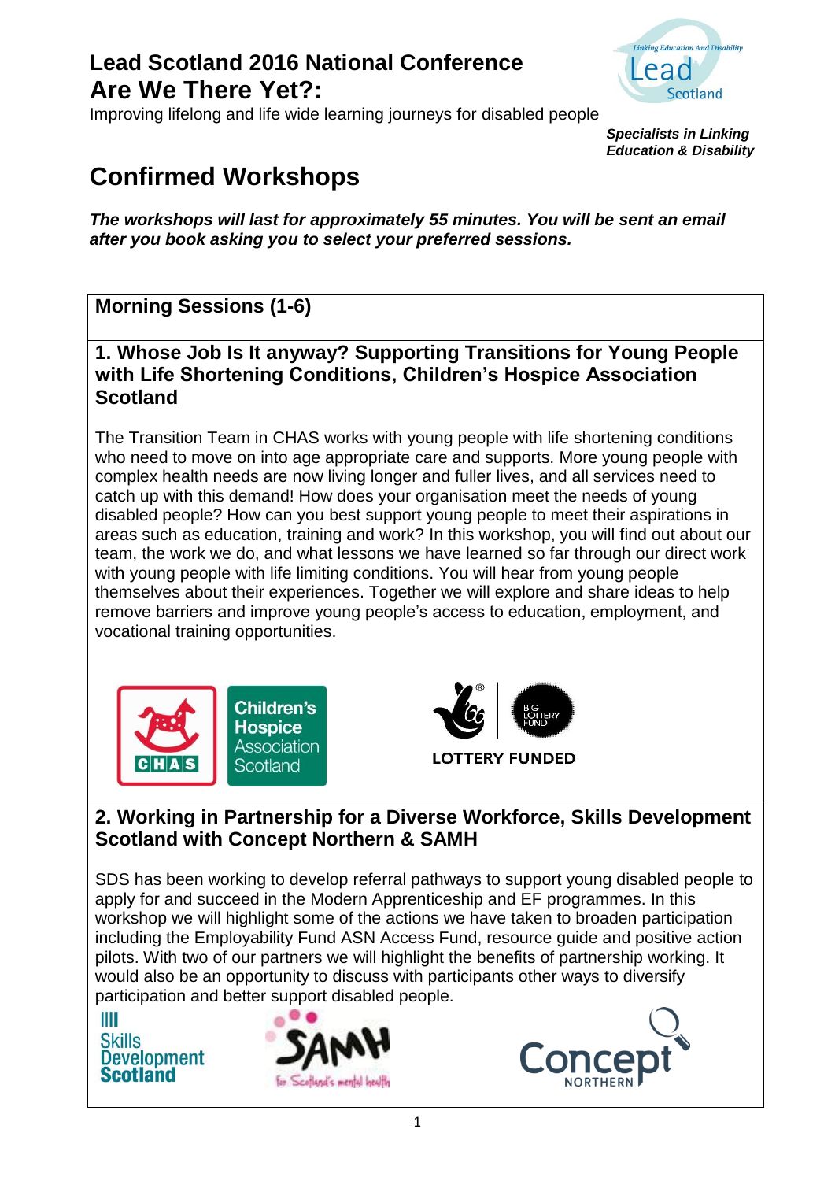# Lead Scotland 2016 National Conference
# Are We There Yet?:

Improving lifelong and life wide learning journeys for disabled people

***Specialists in Linking Education & Disability***

## Confirmed Workshops

***The workshops will last for approximately 55 minutes. You will be sent an email after you book asking you to select your preferred sessions.***

### Morning Sessions (1-6)

### 1. Whose Job Is It anyway? Supporting Transitions for Young People with Life Shortening Conditions, Children's Hospice Association Scotland

The Transition Team in CHAS works with young people with life shortening conditions who need to move on into age appropriate care and supports. More young people with complex health needs are now living longer and fuller lives, and all services need to catch up with this demand! How does your organisation meet the needs of young disabled people? How can you best support young people to meet their aspirations in areas such as education, training and work? In this workshop, you will find out about our team, the work we do, and what lessons we have learned so far through our direct work with young people with life limiting conditions. You will hear from young people themselves about their experiences. Together we will explore and share ideas to help remove barriers and improve young people's access to education, employment, and vocational training opportunities.

LOTTERY FUNDED

### 2. Working in Partnership for a Diverse Workforce, Skills Development Scotland with Concept Northern & SAMH

SDS has been working to develop referral pathways to support young disabled people to apply for and succeed in the Modern Apprenticeship and EF programmes. In this workshop we will highlight some of the actions we have taken to broaden participation including the Employability Fund ASN Access Fund, resource guide and positive action pilots. With two of our partners we will highlight the benefits of partnership working. It would also be an opportunity to discuss with participants other ways to diversify participation and better support disabled people.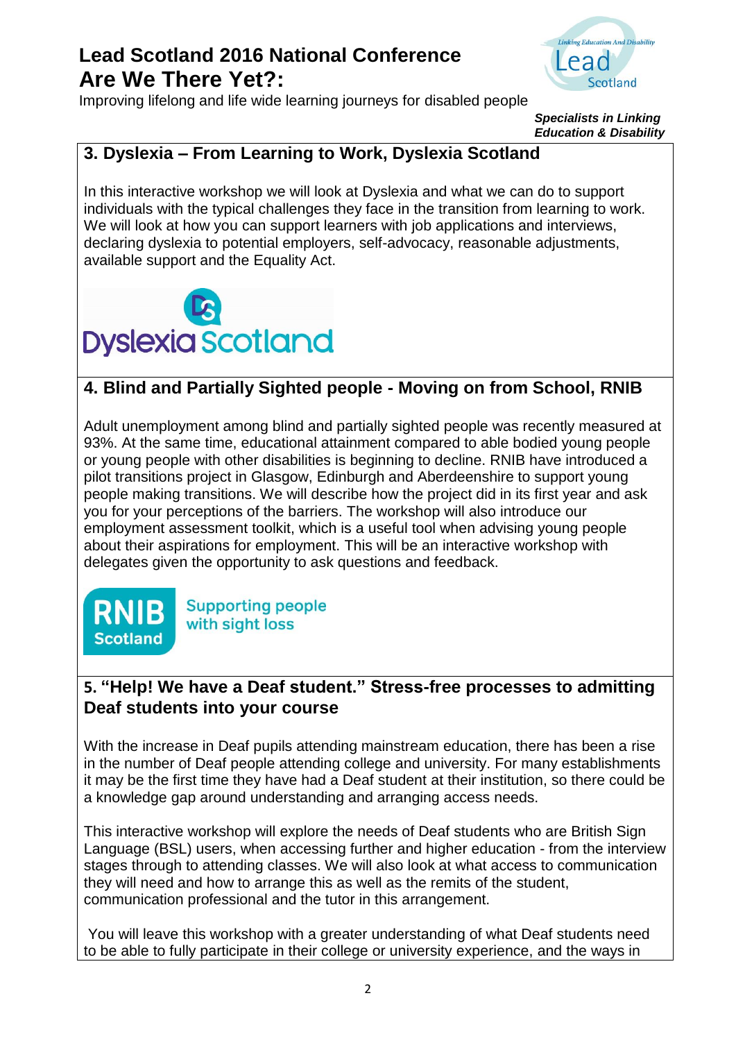# Lead Scotland 2016 National Conference
# Are We There Yet?:

Improving lifelong and life wide learning journeys for disabled people

***Specialists in Linking Education & Disability***

## 3. Dyslexia – From Learning to Work, Dyslexia Scotland

In this interactive workshop we will look at Dyslexia and what we can do to support individuals with the typical challenges they face in the transition from learning to work. We will look at how you can support learners with job applications and interviews, declaring dyslexia to potential employers, self-advocacy, reasonable adjustments, available support and the Equality Act.

Dyslexia Scotland

## 4. Blind and Partially Sighted people - Moving on from School, RNIB

Adult unemployment among blind and partially sighted people was recently measured at 93%. At the same time, educational attainment compared to able bodied young people or young people with other disabilities is beginning to decline. RNIB have introduced a pilot transitions project in Glasgow, Edinburgh and Aberdeenshire to support young people making transitions. We will describe how the project did in its first year and ask you for your perceptions of the barriers. The workshop will also introduce our employment assessment toolkit, which is a useful tool when advising young people about their aspirations for employment. This will be an interactive workshop with delegates given the opportunity to ask questions and feedback.

RNIB Scotland — Supporting people with sight loss

## 5. "Help! We have a Deaf student." Stress-free processes to admitting Deaf students into your course

With the increase in Deaf pupils attending mainstream education, there has been a rise in the number of Deaf people attending college and university. For many establishments it may be the first time they have had a Deaf student at their institution, so there could be a knowledge gap around understanding and arranging access needs.

This interactive workshop will explore the needs of Deaf students who are British Sign Language (BSL) users, when accessing further and higher education - from the interview stages through to attending classes. We will also look at what access to communication they will need and how to arrange this as well as the remits of the student, communication professional and the tutor in this arrangement.

You will leave this workshop with a greater understanding of what Deaf students need to be able to fully participate in their college or university experience, and the ways in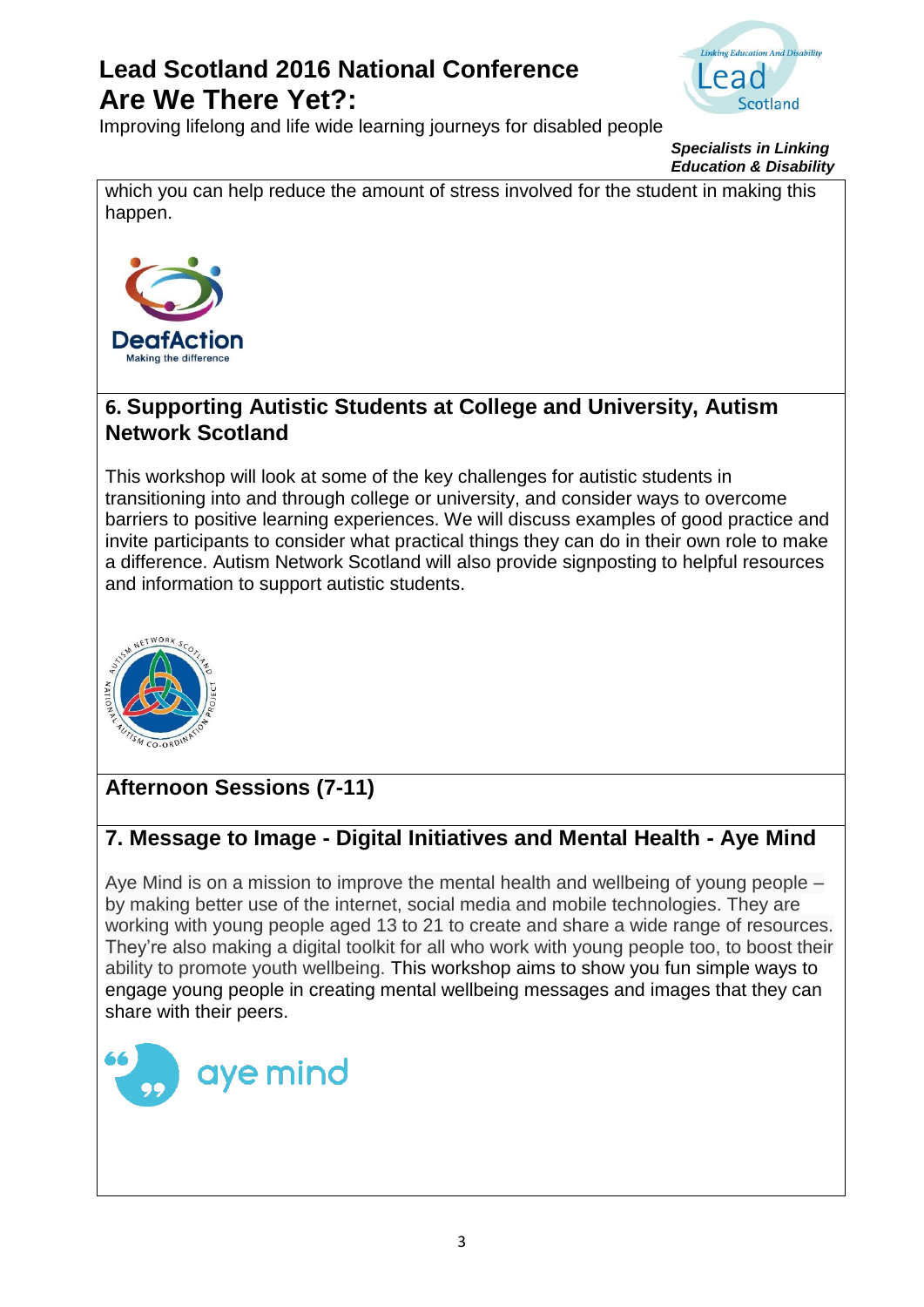which you can help reduce the amount of stress involved for the student in making this happen.

## 6. Supporting Autistic Students at College and University, Autism Network Scotland

This workshop will look at some of the key challenges for autistic students in transitioning into and through college or university, and consider ways to overcome barriers to positive learning experiences. We will discuss examples of good practice and invite participants to consider what practical things they can do in their own role to make a difference. Autism Network Scotland will also provide signposting to helpful resources and information to support autistic students.

## Afternoon Sessions (7-11)

## 7. Message to Image - Digital Initiatives and Mental Health - Aye Mind

Aye Mind is on a mission to improve the mental health and wellbeing of young people – by making better use of the internet, social media and mobile technologies. They are working with young people aged 13 to 21 to create and share a wide range of resources. They're also making a digital toolkit for all who work with young people too, to boost their ability to promote youth wellbeing. This workshop aims to show you fun simple ways to engage young people in creating mental wellbeing messages and images that they can share with their peers.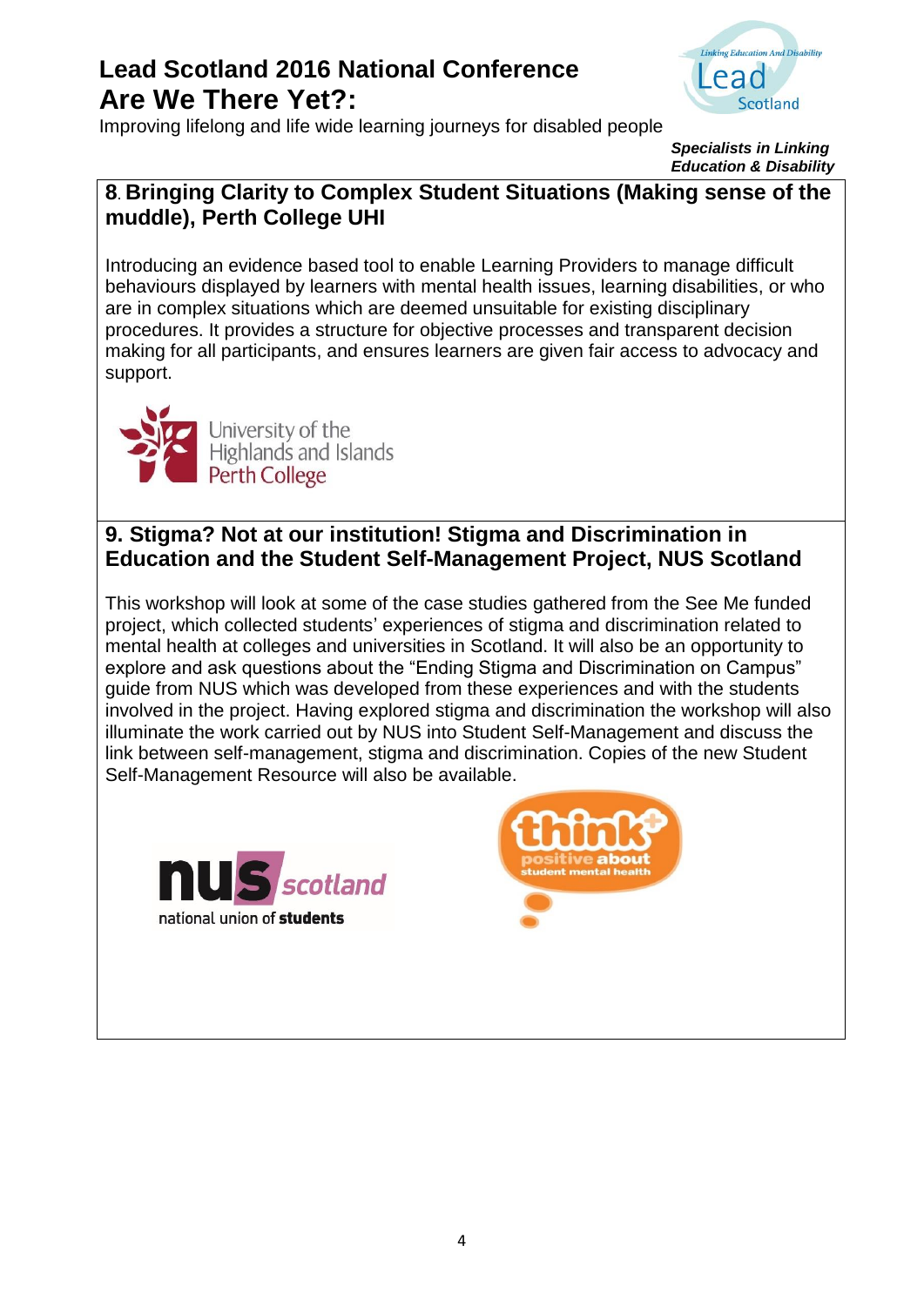# Lead Scotland 2016 National Conference
# Are We There Yet?:

Improving lifelong and life wide learning journeys for disabled people

***Specialists in Linking Education & Disability***

## 8. Bringing Clarity to Complex Student Situations (Making sense of the muddle), Perth College UHI

Introducing an evidence based tool to enable Learning Providers to manage difficult behaviours displayed by learners with mental health issues, learning disabilities, or who are in complex situations which are deemed unsuitable for existing disciplinary procedures. It provides a structure for objective processes and transparent decision making for all participants, and ensures learners are given fair access to advocacy and support.

## 9. Stigma? Not at our institution! Stigma and Discrimination in Education and the Student Self-Management Project, NUS Scotland

This workshop will look at some of the case studies gathered from the See Me funded project, which collected students' experiences of stigma and discrimination related to mental health at colleges and universities in Scotland. It will also be an opportunity to explore and ask questions about the "Ending Stigma and Discrimination on Campus" guide from NUS which was developed from these experiences and with the students involved in the project. Having explored stigma and discrimination the workshop will also illuminate the work carried out by NUS into Student Self-Management and discuss the link between self-management, stigma and discrimination. Copies of the new Student Self-Management Resource will also be available.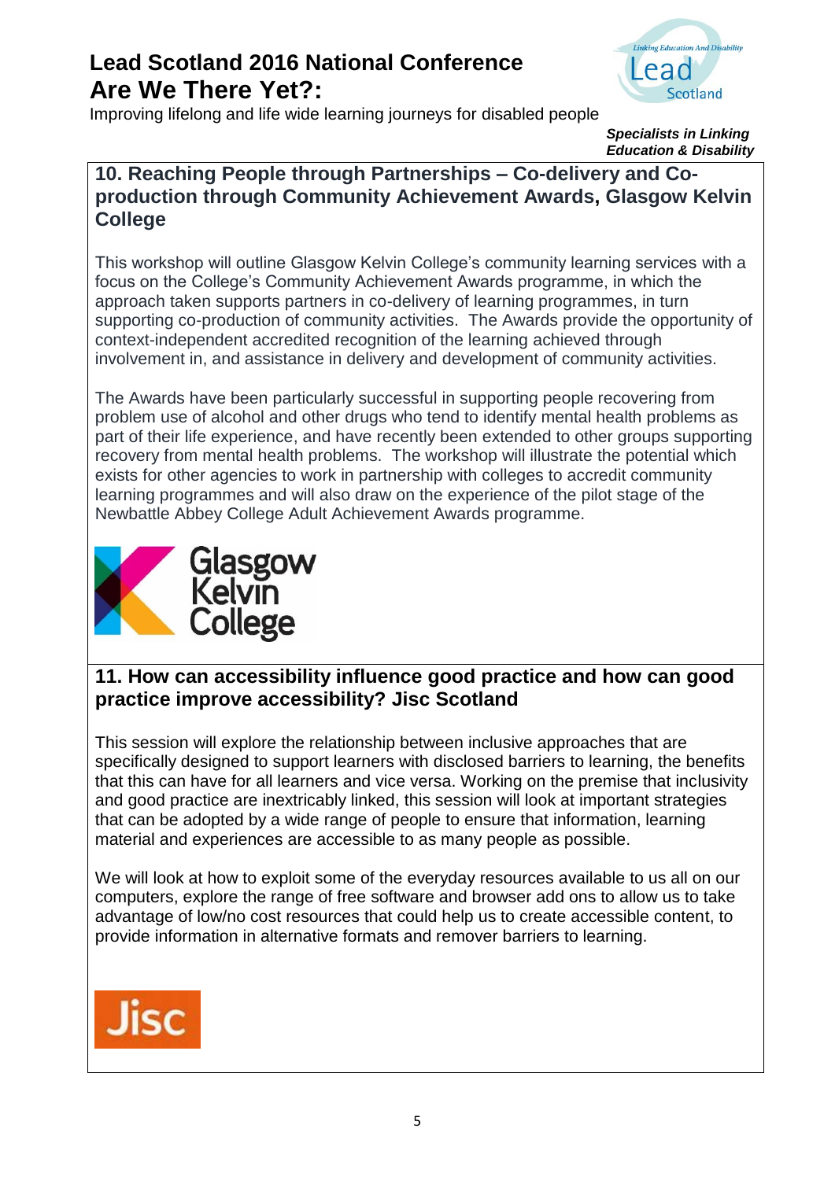# Lead Scotland 2016 National Conference
# Are We There Yet?:

Improving lifelong and life wide learning journeys for disabled people

***Specialists in Linking Education & Disability***

## 10. Reaching People through Partnerships – Co-delivery and Co-production through Community Achievement Awards, Glasgow Kelvin College

This workshop will outline Glasgow Kelvin College's community learning services with a focus on the College's Community Achievement Awards programme, in which the approach taken supports partners in co-delivery of learning programmes, in turn supporting co-production of community activities. The Awards provide the opportunity of context-independent accredited recognition of the learning achieved through involvement in, and assistance in delivery and development of community activities.

The Awards have been particularly successful in supporting people recovering from problem use of alcohol and other drugs who tend to identify mental health problems as part of their life experience, and have recently been extended to other groups supporting recovery from mental health problems. The workshop will illustrate the potential which exists for other agencies to work in partnership with colleges to accredit community learning programmes and will also draw on the experience of the pilot stage of the Newbattle Abbey College Adult Achievement Awards programme.

## 11. How can accessibility influence good practice and how can good practice improve accessibility? Jisc Scotland

This session will explore the relationship between inclusive approaches that are specifically designed to support learners with disclosed barriers to learning, the benefits that this can have for all learners and vice versa. Working on the premise that inclusivity and good practice are inextricably linked, this session will look at important strategies that can be adopted by a wide range of people to ensure that information, learning material and experiences are accessible to as many people as possible.

We will look at how to exploit some of the everyday resources available to us all on our computers, explore the range of free software and browser add ons to allow us to take advantage of low/no cost resources that could help us to create accessible content, to provide information in alternative formats and remover barriers to learning.